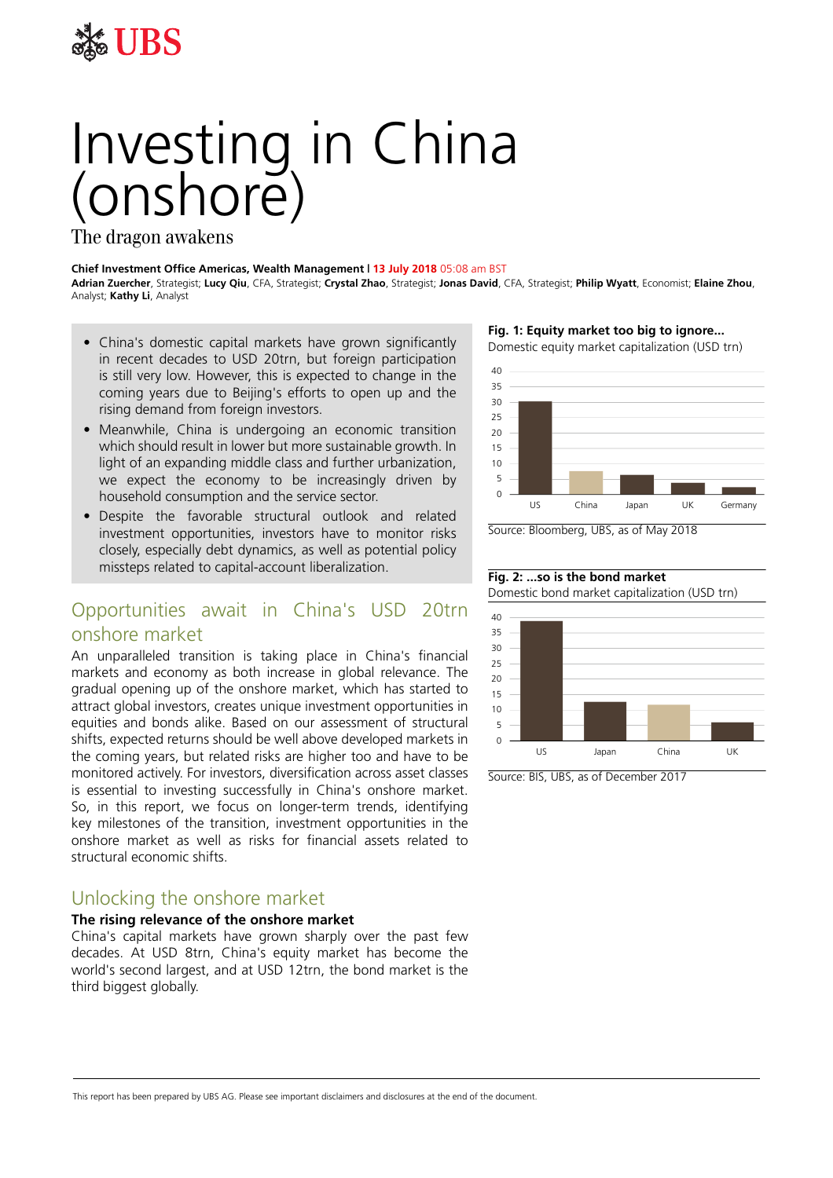# Investing in China (onshore)

The dragon awakens

**Chief Investment Office Americas, Wealth Management** | 13 July 2018 05:08 am BST

**Adrian Zuercher**, Strategist; **Lucy Qiu**, CFA, Strategist; **Crystal Zhao**, Strategist; **Jonas David**, CFA, Strategist; **Philip Wyatt**, Economist; **Elaine Zhou**, Analyst; **Kathy Li**, Analyst

- China's domestic capital markets have grown significantly in recent decades to USD 20trn, but foreign participation is still very low. However, this is expected to change in the coming years due to Beijing's efforts to open up and the rising demand from foreign investors.
- Meanwhile, China is undergoing an economic transition which should result in lower but more sustainable growth. In light of an expanding middle class and further urbanization, we expect the economy to be increasingly driven by household consumption and the service sector.
- Despite the favorable structural outlook and related investment opportunities, investors have to monitor risks closely, especially debt dynamics, as well as potential policy missteps related to capital-account liberalization.

## Opportunities await in China's USD 20trn onshore market

An unparalleled transition is taking place in China's financial markets and economy as both increase in global relevance. The gradual opening up of the onshore market, which has started to attract global investors, creates unique investment opportunities in equities and bonds alike. Based on our assessment of structural shifts, expected returns should be well above developed markets in the coming years, but related risks are higher too and have to be monitored actively. For investors, diversification across asset classes is essential to investing successfully in China's onshore market. So, in this report, we focus on longer-term trends, identifying key milestones of the transition, investment opportunities in the onshore market as well as risks for financial assets related to structural economic shifts.

## Unlocking the onshore market

### The rising relevance of the onshore market

China's capital markets have grown sharply over the past few decades. At USD 8trn, China's equity market has become the world's second largest, and at USD 12trn, the bond market is the third biggest globally.

**Fig. 1: Equity market too big to ignore...**

Domestic equity market capitalization (USD trn)

Source: Bloomberg, UBS, as of May 2018

**Fig. 2: ...so is the bond market**

Domestic bond market capitalization (USD trn)

Source: BIS, UBS, as of December 2017

This report has been prepared by UBS AG. Please see important disclaimers and disclosures at the end of the document.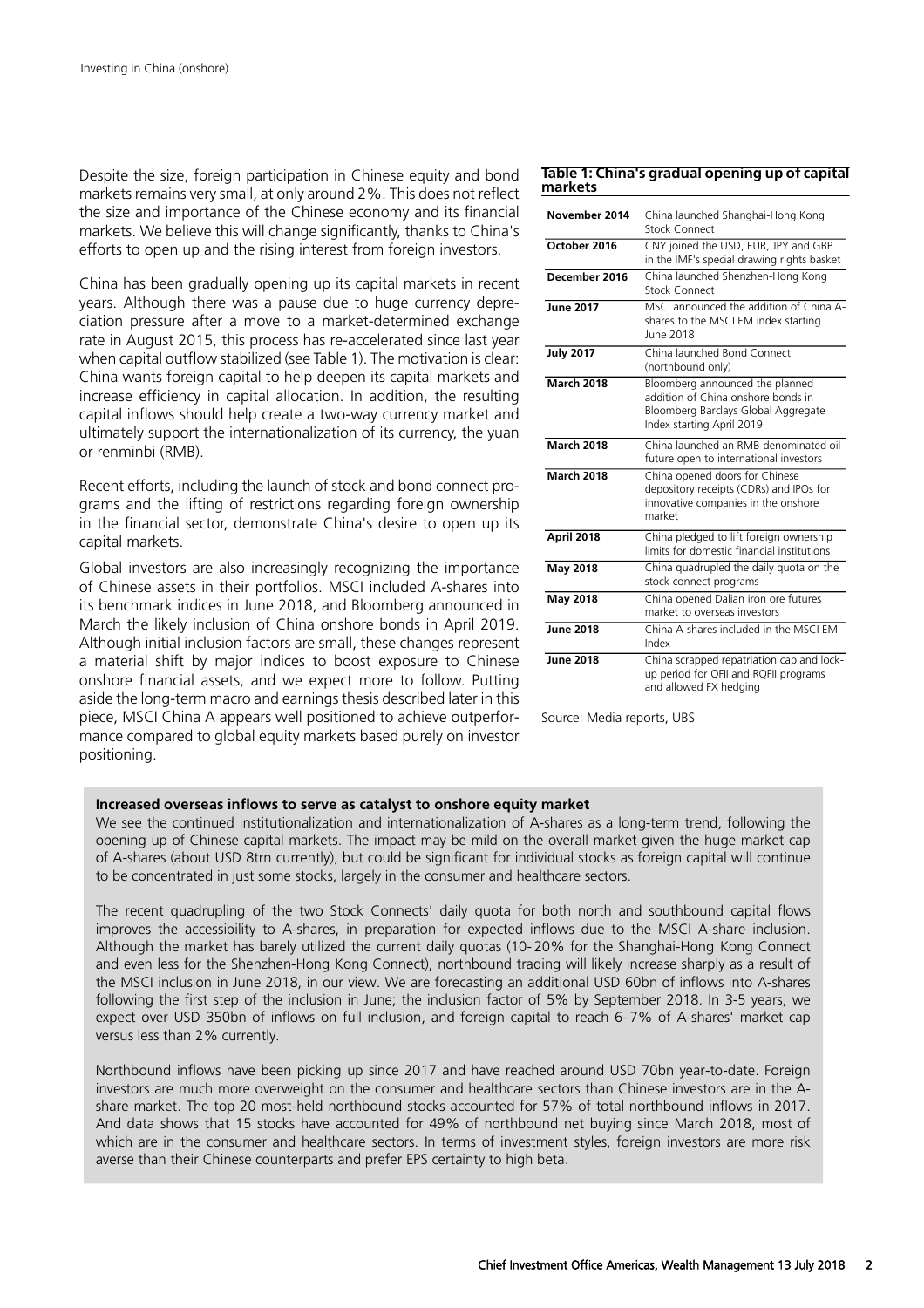Despite the size, foreign participation in Chinese equity and bond markets remains very small, at only around 2%. This does not reflect the size and importance of the Chinese economy and its financial markets. We believe this will change significantly, thanks to China's efforts to open up and the rising interest from foreign investors.

China has been gradually opening up its capital markets in recent years. Although there was a pause due to huge currency depreciation pressure after a move to a market-determined exchange rate in August 2015, this process has re-accelerated since last year when capital outflow stabilized (see Table 1). The motivation is clear: China wants foreign capital to help deepen its capital markets and increase efficiency in capital allocation. In addition, the resulting capital inflows should help create a two-way currency market and ultimately support the internationalization of its currency, the yuan or renminbi (RMB).

Recent efforts, including the launch of stock and bond connect programs and the lifting of restrictions regarding foreign ownership in the financial sector, demonstrate China's desire to open up its capital markets.

Global investors are also increasingly recognizing the importance of Chinese assets in their portfolios. MSCI included A-shares into its benchmark indices in June 2018, and Bloomberg announced in March the likely inclusion of China onshore bonds in April 2019. Although initial inclusion factors are small, these changes represent a material shift by major indices to boost exposure to Chinese onshore financial assets, and we expect more to follow. Putting aside the long-term macro and earnings thesis described later in this piece, MSCI China A appears well positioned to achieve outperformance compared to global equity markets based purely on investor positioning.

**Table 1: China's gradual opening up of capital markets**

| | |
|---|---|
| **November 2014** | China launched Shanghai-Hong Kong Stock Connect |
| **October 2016** | CNY joined the USD, EUR, JPY and GBP in the IMF's special drawing rights basket |
| **December 2016** | China launched Shenzhen-Hong Kong Stock Connect |
| **June 2017** | MSCI announced the addition of China A-shares to the MSCI EM index starting June 2018 |
| **July 2017** | China launched Bond Connect (northbound only) |
| **March 2018** | Bloomberg announced the planned addition of China onshore bonds in Bloomberg Barclays Global Aggregate Index starting April 2019 |
| **March 2018** | China launched an RMB-denominated oil future open to international investors |
| **March 2018** | China opened doors for Chinese depository receipts (CDRs) and IPOs for innovative companies in the onshore market |
| **April 2018** | China pledged to lift foreign ownership limits for domestic financial institutions |
| **May 2018** | China quadrupled the daily quota on the stock connect programs |
| **May 2018** | China opened Dalian iron ore futures market to overseas investors |
| **June 2018** | China A-shares included in the MSCI EM Index |
| **June 2018** | China scrapped repatriation cap and lock-up period for QFII and RQFII programs and allowed FX hedging |

Source: Media reports, UBS

**Increased overseas inflows to serve as catalyst to onshore equity market**

We see the continued institutionalization and internationalization of A-shares as a long-term trend, following the opening up of Chinese capital markets. The impact may be mild on the overall market given the huge market cap of A-shares (about USD 8trn currently), but could be significant for individual stocks as foreign capital will continue to be concentrated in just some stocks, largely in the consumer and healthcare sectors.

The recent quadrupling of the two Stock Connects' daily quota for both north and southbound capital flows improves the accessibility to A-shares, in preparation for expected inflows due to the MSCI A-share inclusion. Although the market has barely utilized the current daily quotas (10-20% for the Shanghai-Hong Kong Connect and even less for the Shenzhen-Hong Kong Connect), northbound trading will likely increase sharply as a result of the MSCI inclusion in June 2018, in our view. We are forecasting an additional USD 60bn of inflows into A-shares following the first step of the inclusion in June; the inclusion factor of 5% by September 2018. In 3-5 years, we expect over USD 350bn of inflows on full inclusion, and foreign capital to reach 6-7% of A-shares' market cap versus less than 2% currently.

Northbound inflows have been picking up since 2017 and have reached around USD 70bn year-to-date. Foreign investors are much more overweight on the consumer and healthcare sectors than Chinese investors are in the A-share market. The top 20 most-held northbound stocks accounted for 57% of total northbound inflows in 2017. And data shows that 15 stocks have accounted for 49% of northbound net buying since March 2018, most of which are in the consumer and healthcare sectors. In terms of investment styles, foreign investors are more risk averse than their Chinese counterparts and prefer EPS certainty to high beta.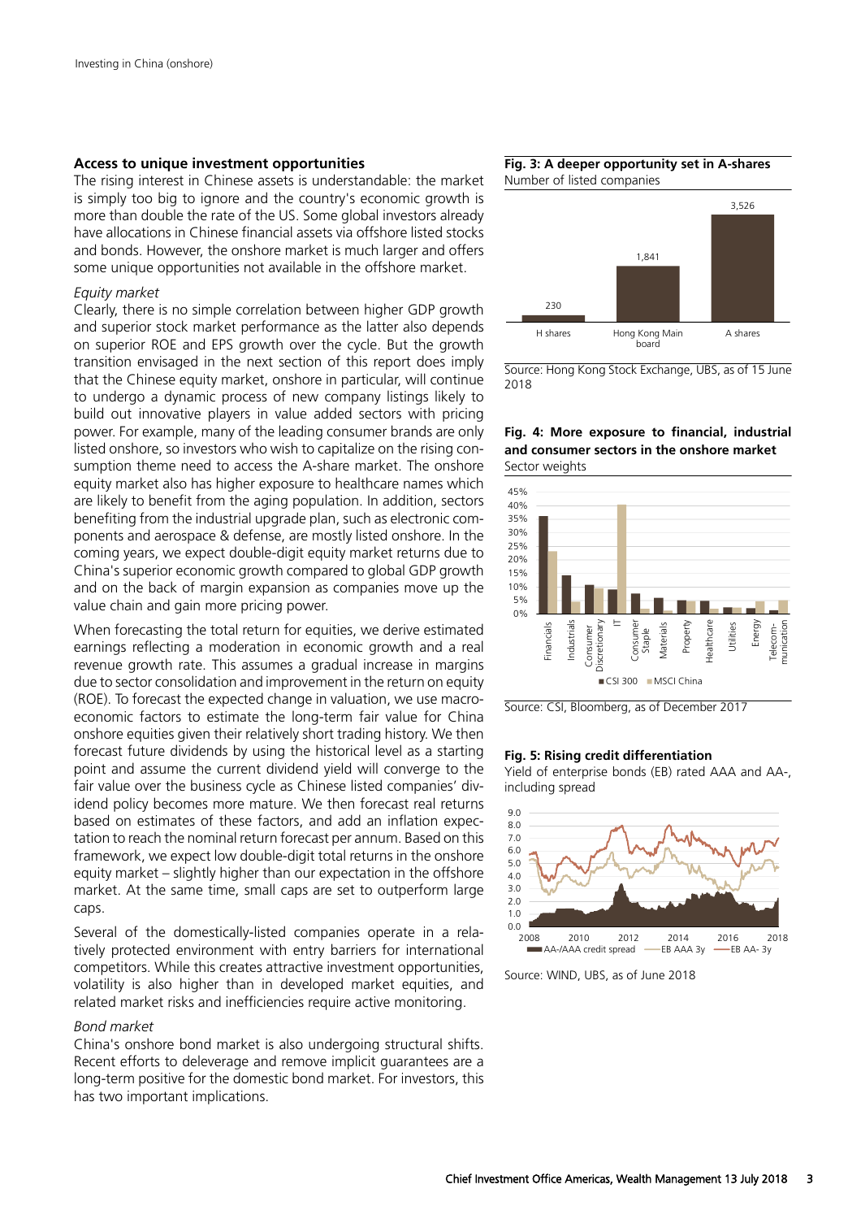## Access to unique investment opportunities

The rising interest in Chinese assets is understandable: the market is simply too big to ignore and the country's economic growth is more than double the rate of the US. Some global investors already have allocations in Chinese financial assets via offshore listed stocks and bonds. However, the onshore market is much larger and offers some unique opportunities not available in the offshore market.

*Equity market*

Clearly, there is no simple correlation between higher GDP growth and superior stock market performance as the latter also depends on superior ROE and EPS growth over the cycle. But the growth transition envisaged in the next section of this report does imply that the Chinese equity market, onshore in particular, will continue to undergo a dynamic process of new company listings likely to build out innovative players in value added sectors with pricing power. For example, many of the leading consumer brands are only listed onshore, so investors who wish to capitalize on the rising consumption theme need to access the A-share market. The onshore equity market also has higher exposure to healthcare names which are likely to benefit from the aging population. In addition, sectors benefiting from the industrial upgrade plan, such as electronic components and aerospace & defense, are mostly listed onshore. In the coming years, we expect double-digit equity market returns due to China's superior economic growth compared to global GDP growth and on the back of margin expansion as companies move up the value chain and gain more pricing power.

When forecasting the total return for equities, we derive estimated earnings reflecting a moderation in economic growth and a real revenue growth rate. This assumes a gradual increase in margins due to sector consolidation and improvement in the return on equity (ROE). To forecast the expected change in valuation, we use macroeconomic factors to estimate the long-term fair value for China onshore equities given their relatively short trading history. We then forecast future dividends by using the historical level as a starting point and assume the current dividend yield will converge to the fair value over the business cycle as Chinese listed companies' dividend policy becomes more mature. We then forecast real returns based on estimates of these factors, and add an inflation expectation to reach the nominal return forecast per annum. Based on this framework, we expect low double-digit total returns in the onshore equity market – slightly higher than our expectation in the offshore market. At the same time, small caps are set to outperform large caps.

Several of the domestically-listed companies operate in a relatively protected environment with entry barriers for international competitors. While this creates attractive investment opportunities, volatility is also higher than in developed market equities, and related market risks and inefficiencies require active monitoring.

*Bond market*

China's onshore bond market is also undergoing structural shifts. Recent efforts to deleverage and remove implicit guarantees are a long-term positive for the domestic bond market. For investors, this has two important implications.

**Fig. 3: A deeper opportunity set in A-shares**
Number of listed companies

| | H shares | Hong Kong Main board | A shares |
|---|---|---|---|
| Number of listed companies | 230 | 1,841 | 3,526 |

Source: Hong Kong Stock Exchange, UBS, as of 15 June 2018

**Fig. 4: More exposure to financial, industrial and consumer sectors in the onshore market**
Sector weights

Source: CSI, Bloomberg, as of December 2017

**Fig. 5: Rising credit differentiation**
Yield of enterprise bonds (EB) rated AAA and AA-, including spread

Source: WIND, UBS, as of June 2018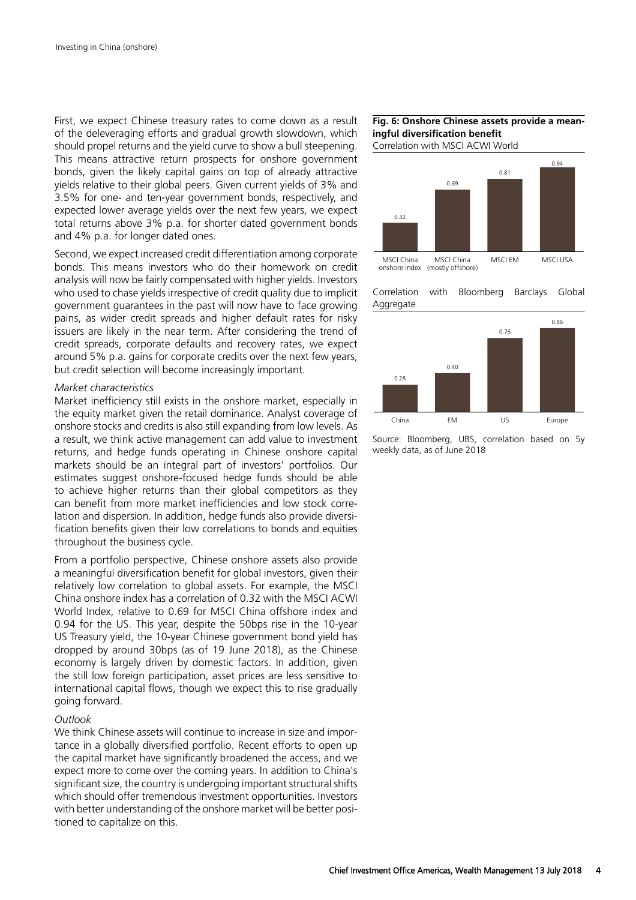First, we expect Chinese treasury rates to come down as a result of the deleveraging efforts and gradual growth slowdown, which should propel returns and the yield curve to show a bull steepening. This means attractive return prospects for onshore government bonds, given the likely capital gains on top of already attractive yields relative to their global peers. Given current yields of 3% and 3.5% for one- and ten-year government bonds, respectively, and expected lower average yields over the next few years, we expect total returns above 3% p.a. for shorter dated government bonds and 4% p.a. for longer dated ones.

Second, we expect increased credit differentiation among corporate bonds. This means investors who do their homework on credit analysis will now be fairly compensated with higher yields. Investors who used to chase yields irrespective of credit quality due to implicit government guarantees in the past will now have to face growing pains, as wider credit spreads and higher default rates for risky issuers are likely in the near term. After considering the trend of credit spreads, corporate defaults and recovery rates, we expect around 5% p.a. gains for corporate credits over the next few years, but credit selection will become increasingly important.

*Market characteristics*

Market inefficiency still exists in the onshore market, especially in the equity market given the retail dominance. Analyst coverage of onshore stocks and credits is also still expanding from low levels. As a result, we think active management can add value to investment returns, and hedge funds operating in Chinese onshore capital markets should be an integral part of investors' portfolios. Our estimates suggest onshore-focused hedge funds should be able to achieve higher returns than their global competitors as they can benefit from more market inefficiencies and low stock correlation and dispersion. In addition, hedge funds also provide diversification benefits given their low correlations to bonds and equities throughout the business cycle.

From a portfolio perspective, Chinese onshore assets also provide a meaningful diversification benefit for global investors, given their relatively low correlation to global assets. For example, the MSCI China onshore index has a correlation of 0.32 with the MSCI ACWI World Index, relative to 0.69 for MSCI China offshore index and 0.94 for the US. This year, despite the 50bps rise in the 10-year US Treasury yield, the 10-year Chinese government bond yield has dropped by around 30bps (as of 19 June 2018), as the Chinese economy is largely driven by domestic factors. In addition, given the still low foreign participation, asset prices are less sensitive to international capital flows, though we expect this to rise gradually going forward.

*Outlook*

We think Chinese assets will continue to increase in size and importance in a globally diversified portfolio. Recent efforts to open up the capital market have significantly broadened the access, and we expect more to come over the coming years. In addition to China's significant size, the country is undergoing important structural shifts which should offer tremendous investment opportunities. Investors with better understanding of the onshore market will be better positioned to capitalize on this.

**Fig. 6: Onshore Chinese assets provide a meaningful diversification benefit**

Correlation with MSCI ACWI World

| MSCI China onshore index | MSCI China (mostly offshore) | MSCI EM | MSCI USA |
|---|---|---|---|
| 0.32 | 0.69 | 0.81 | 0.94 |

Correlation with Bloomberg Barclays Global Aggregate

| China | EM | US | Europe |
|---|---|---|---|
| 0.28 | 0.40 | 0.76 | 0.86 |

Source: Bloomberg, UBS, correlation based on 5y weekly data, as of June 2018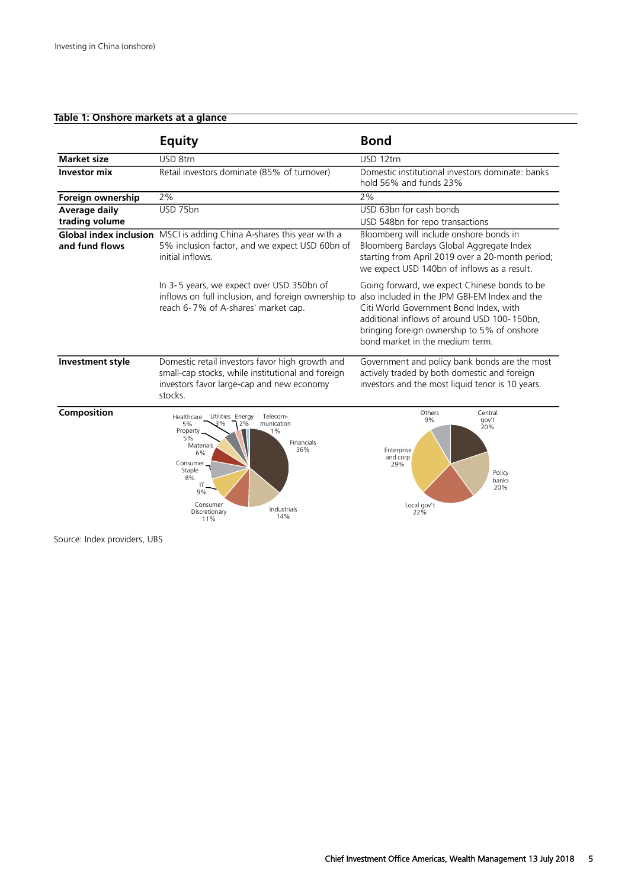**Table 1: Onshore markets at a glance**

| | Equity | Bond |
|---|---|---|
| **Market size** | USD 8trn | USD 12trn |
| **Investor mix** | Retail investors dominate (85% of turnover) | Domestic institutional investors dominate: banks hold 56% and funds 23% |
| **Foreign ownership** | 2% | 2% |
| **Average daily trading volume** | USD 75bn | USD 63bn for cash bonds<br>USD 548bn for repo transactions |
| **Global index inclusion and fund flows** | MSCI is adding China A-shares this year with a 5% inclusion factor, and we expect USD 60bn of initial inflows.<br><br>In 3-5 years, we expect over USD 350bn of inflows on full inclusion, and foreign ownership to reach 6-7% of A-shares' market cap. | Bloomberg will include onshore bonds in Bloomberg Barclays Global Aggregate Index starting from April 2019 over a 20-month period; we expect USD 140bn of inflows as a result.<br><br>Going forward, we expect Chinese bonds to be also included in the JPM GBI-EM Index and the Citi World Government Bond Index, with additional inflows of around USD 100-150bn, bringing foreign ownership to 5% of onshore bond market in the medium term. |
| **Investment style** | Domestic retail investors favor high growth and small-cap stocks, while institutional and foreign investors favor large-cap and new economy stocks. | Government and policy bank bonds are the most actively traded by both domestic and foreign investors and the most liquid tenor is 10 years. |
| **Composition** | Financials 36%, Industrials 14%, Consumer Discretionary 11%, IT 9%, Consumer Staple 8%, Materials 6%, Property 5%, Healthcare 5%, Utilities 3%, Energy 2%, Telecommunication 1% | Central gov't 20%, Policy banks 20%, Local gov't 22%, Enterprise and corp 29%, Others 9% |

Source: Index providers, UBS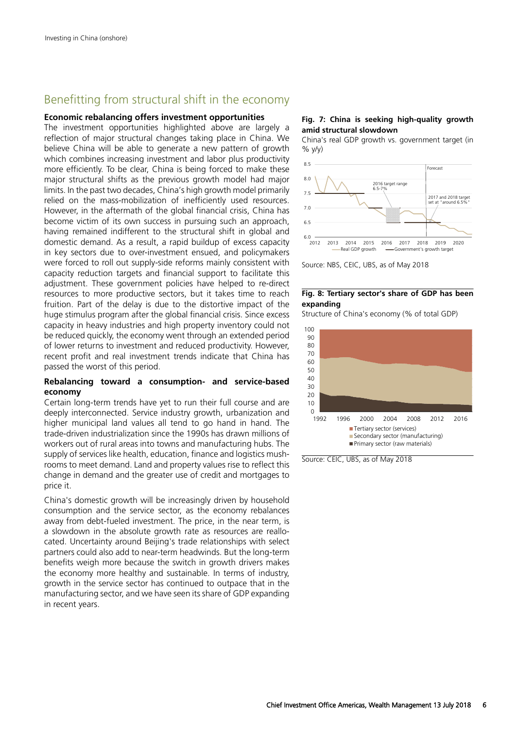## Benefitting from structural shift in the economy

**Economic rebalancing offers investment opportunities**

The investment opportunities highlighted above are largely a reflection of major structural changes taking place in China. We believe China will be able to generate a new pattern of growth which combines increasing investment and labor plus productivity more efficiently. To be clear, China is being forced to make these major structural shifts as the previous growth model had major limits. In the past two decades, China's high growth model primarily relied on the mass-mobilization of inefficiently used resources. However, in the aftermath of the global financial crisis, China has become victim of its own success in pursuing such an approach, having remained indifferent to the structural shift in global and domestic demand. As a result, a rapid buildup of excess capacity in key sectors due to over-investment ensued, and policymakers were forced to roll out supply-side reforms mainly consistent with capacity reduction targets and financial support to facilitate this adjustment. These government policies have helped to re-direct resources to more productive sectors, but it takes time to reach fruition. Part of the delay is due to the distortive impact of the huge stimulus program after the global financial crisis. Since excess capacity in heavy industries and high property inventory could not be reduced quickly, the economy went through an extended period of lower returns to investment and reduced productivity. However, recent profit and real investment trends indicate that China has passed the worst of this period.

**Rebalancing toward a consumption- and service-based economy**

Certain long-term trends have yet to run their full course and are deeply interconnected. Service industry growth, urbanization and higher municipal land values all tend to go hand in hand. The trade-driven industrialization since the 1990s has drawn millions of workers out of rural areas into towns and manufacturing hubs. The supply of services like health, education, finance and logistics mushrooms to meet demand. Land and property values rise to reflect this change in demand and the greater use of credit and mortgages to price it.

China's domestic growth will be increasingly driven by household consumption and the service sector, as the economy rebalances away from debt-fueled investment. The price, in the near term, is a slowdown in the absolute growth rate as resources are reallocated. Uncertainty around Beijing's trade relationships with select partners could also add to near-term headwinds. But the long-term benefits weigh more because the switch in growth drivers makes the economy more healthy and sustainable. In terms of industry, growth in the service sector has continued to outpace that in the manufacturing sector, and we have seen its share of GDP expanding in recent years.

**Fig. 7: China is seeking high-quality growth amid structural slowdown**

China's real GDP growth vs. government target (in % y/y)

Source: NBS, CEIC, UBS, as of May 2018

**Fig. 8: Tertiary sector's share of GDP has been expanding**

Structure of China's economy (% of total GDP)

Source: CEIC, UBS, as of May 2018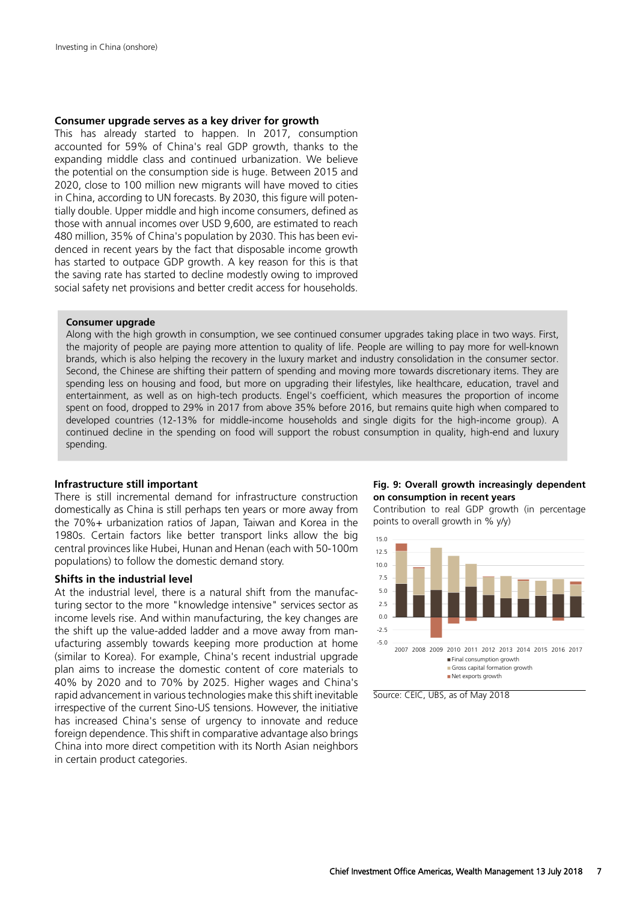## Consumer upgrade serves as a key driver for growth

This has already started to happen. In 2017, consumption accounted for 59% of China's real GDP growth, thanks to the expanding middle class and continued urbanization. We believe the potential on the consumption side is huge. Between 2015 and 2020, close to 100 million new migrants will have moved to cities in China, according to UN forecasts. By 2030, this figure will potentially double. Upper middle and high income consumers, defined as those with annual incomes over USD 9,600, are estimated to reach 480 million, 35% of China's population by 2030. This has been evidenced in recent years by the fact that disposable income growth has started to outpace GDP growth. A key reason for this is that the saving rate has started to decline modestly owing to improved social safety net provisions and better credit access for households.

### Consumer upgrade

Along with the high growth in consumption, we see continued consumer upgrades taking place in two ways. First, the majority of people are paying more attention to quality of life. People are willing to pay more for well-known brands, which is also helping the recovery in the luxury market and industry consolidation in the consumer sector. Second, the Chinese are shifting their pattern of spending and moving more towards discretionary items. They are spending less on housing and food, but more on upgrading their lifestyles, like healthcare, education, travel and entertainment, as well as on high-tech products. Engel's coefficient, which measures the proportion of income spent on food, dropped to 29% in 2017 from above 35% before 2016, but remains quite high when compared to developed countries (12-13% for middle-income households and single digits for the high-income group). A continued decline in the spending on food will support the robust consumption in quality, high-end and luxury spending.

## Infrastructure still important

There is still incremental demand for infrastructure construction domestically as China is still perhaps ten years or more away from the 70%+ urbanization ratios of Japan, Taiwan and Korea in the 1980s. Certain factors like better transport links allow the big central provinces like Hubei, Hunan and Henan (each with 50-100m populations) to follow the domestic demand story.

## Shifts in the industrial level

At the industrial level, there is a natural shift from the manufacturing sector to the more "knowledge intensive" services sector as income levels rise. And within manufacturing, the key changes are the shift up the value-added ladder and a move away from manufacturing assembly towards keeping more production at home (similar to Korea). For example, China's recent industrial upgrade plan aims to increase the domestic content of core materials to 40% by 2020 and to 70% by 2025. Higher wages and China's rapid advancement in various technologies make this shift inevitable irrespective of the current Sino-US tensions. However, the initiative has increased China's sense of urgency to innovate and reduce foreign dependence. This shift in comparative advantage also brings China into more direct competition with its North Asian neighbors in certain product categories.

**Fig. 9: Overall growth increasingly dependent on consumption in recent years**

Contribution to real GDP growth (in percentage points to overall growth in % y/y)

Legend: Final consumption growth; Gross capital formation growth; Net exports growth

Source: CEIC, UBS, as of May 2018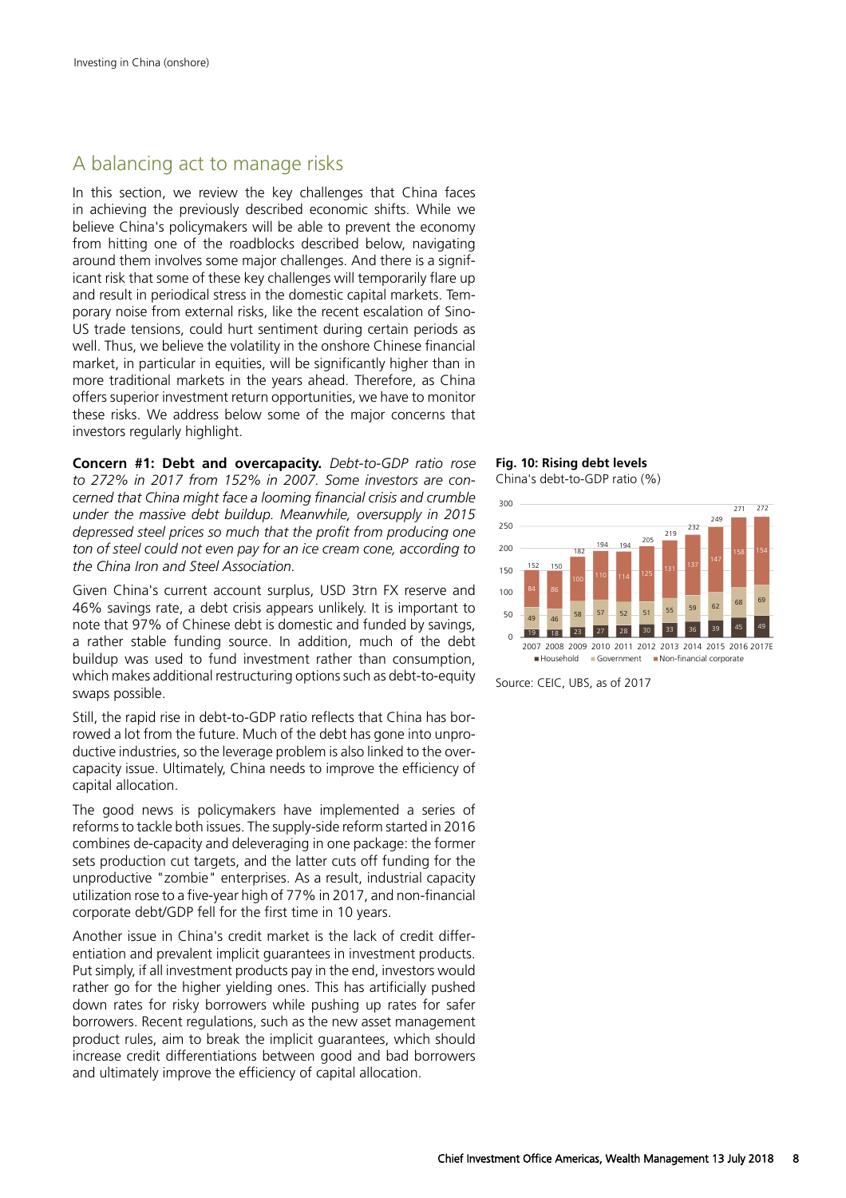## A balancing act to manage risks

In this section, we review the key challenges that China faces in achieving the previously described economic shifts. While we believe China's policymakers will be able to prevent the economy from hitting one of the roadblocks described below, navigating around them involves some major challenges. And there is a significant risk that some of these key challenges will temporarily flare up and result in periodical stress in the domestic capital markets. Temporary noise from external risks, like the recent escalation of Sino-US trade tensions, could hurt sentiment during certain periods as well. Thus, we believe the volatility in the onshore Chinese financial market, in particular in equities, will be significantly higher than in more traditional markets in the years ahead. Therefore, as China offers superior investment return opportunities, we have to monitor these risks. We address below some of the major concerns that investors regularly highlight.

**Concern #1: Debt and overcapacity.** *Debt-to-GDP ratio rose to 272% in 2017 from 152% in 2007. Some investors are concerned that China might face a looming financial crisis and crumble under the massive debt buildup. Meanwhile, oversupply in 2015 depressed steel prices so much that the profit from producing one ton of steel could not even pay for an ice cream cone, according to the China Iron and Steel Association.*

Given China's current account surplus, USD 3trn FX reserve and 46% savings rate, a debt crisis appears unlikely. It is important to note that 97% of Chinese debt is domestic and funded by savings, a rather stable funding source. In addition, much of the debt buildup was used to fund investment rather than consumption, which makes additional restructuring options such as debt-to-equity swaps possible.

Still, the rapid rise in debt-to-GDP ratio reflects that China has borrowed a lot from the future. Much of the debt has gone into unproductive industries, so the leverage problem is also linked to the overcapacity issue. Ultimately, China needs to improve the efficiency of capital allocation.

The good news is policymakers have implemented a series of reforms to tackle both issues. The supply-side reform started in 2016 combines de-capacity and deleveraging in one package: the former sets production cut targets, and the latter cuts off funding for the unproductive "zombie" enterprises. As a result, industrial capacity utilization rose to a five-year high of 77% in 2017, and non-financial corporate debt/GDP fell for the first time in 10 years.

Another issue in China's credit market is the lack of credit differentiation and prevalent implicit guarantees in investment products. Put simply, if all investment products pay in the end, investors would rather go for the higher yielding ones. This has artificially pushed down rates for risky borrowers while pushing up rates for safer borrowers. Recent regulations, such as the new asset management product rules, aim to break the implicit guarantees, which should increase credit differentiations between good and bad borrowers and ultimately improve the efficiency of capital allocation.

**Fig. 10: Rising debt levels**

China's debt-to-GDP ratio (%)

| Year | Household | Government | Non-financial corporate | Total |
|---|---|---|---|---|
| 2007 | 19 | 49 | 84 | 152 |
| 2008 | 18 | 46 | 86 | 150 |
| 2009 | 23 | 58 | 100 | 182 |
| 2010 | 27 | 57 | 110 | 194 |
| 2011 | 28 | 52 | 114 | 194 |
| 2012 | 30 | 51 | 125 | 205 |
| 2013 | 33 | 55 | 131 | 219 |
| 2014 | 36 | 59 | 137 | 232 |
| 2015 | 39 | 62 | 147 | 249 |
| 2016 | 45 | 68 | 158 | 271 |
| 2017E | 49 | 69 | 154 | 272 |

Source: CEIC, UBS, as of 2017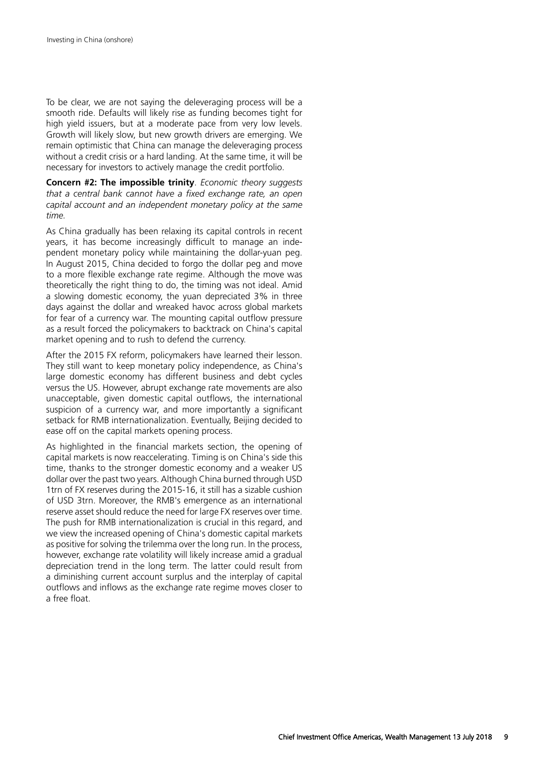To be clear, we are not saying the deleveraging process will be a smooth ride. Defaults will likely rise as funding becomes tight for high yield issuers, but at a moderate pace from very low levels. Growth will likely slow, but new growth drivers are emerging. We remain optimistic that China can manage the deleveraging process without a credit crisis or a hard landing. At the same time, it will be necessary for investors to actively manage the credit portfolio.

**Concern #2: The impossible trinity**. *Economic theory suggests that a central bank cannot have a fixed exchange rate, an open capital account and an independent monetary policy at the same time.*

As China gradually has been relaxing its capital controls in recent years, it has become increasingly difficult to manage an independent monetary policy while maintaining the dollar-yuan peg. In August 2015, China decided to forgo the dollar peg and move to a more flexible exchange rate regime. Although the move was theoretically the right thing to do, the timing was not ideal. Amid a slowing domestic economy, the yuan depreciated 3% in three days against the dollar and wreaked havoc across global markets for fear of a currency war. The mounting capital outflow pressure as a result forced the policymakers to backtrack on China's capital market opening and to rush to defend the currency.

After the 2015 FX reform, policymakers have learned their lesson. They still want to keep monetary policy independence, as China's large domestic economy has different business and debt cycles versus the US. However, abrupt exchange rate movements are also unacceptable, given domestic capital outflows, the international suspicion of a currency war, and more importantly a significant setback for RMB internationalization. Eventually, Beijing decided to ease off on the capital markets opening process.

As highlighted in the financial markets section, the opening of capital markets is now reaccelerating. Timing is on China's side this time, thanks to the stronger domestic economy and a weaker US dollar over the past two years. Although China burned through USD 1trn of FX reserves during the 2015-16, it still has a sizable cushion of USD 3trn. Moreover, the RMB's emergence as an international reserve asset should reduce the need for large FX reserves over time. The push for RMB internationalization is crucial in this regard, and we view the increased opening of China's domestic capital markets as positive for solving the trilemma over the long run. In the process, however, exchange rate volatility will likely increase amid a gradual depreciation trend in the long term. The latter could result from a diminishing current account surplus and the interplay of capital outflows and inflows as the exchange rate regime moves closer to a free float.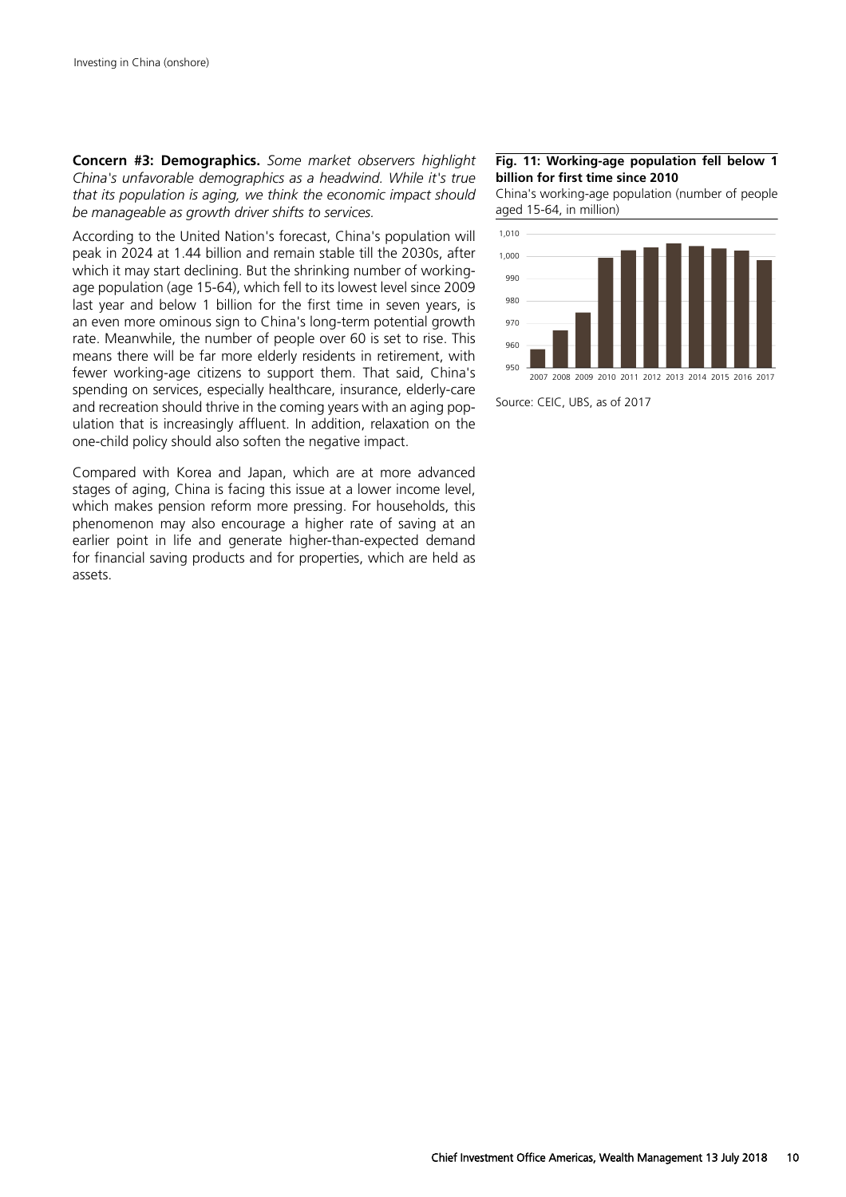**Concern #3: Demographics.** *Some market observers highlight China's unfavorable demographics as a headwind. While it's true that its population is aging, we think the economic impact should be manageable as growth driver shifts to services.*

According to the United Nation's forecast, China's population will peak in 2024 at 1.44 billion and remain stable till the 2030s, after which it may start declining. But the shrinking number of working-age population (age 15-64), which fell to its lowest level since 2009 last year and below 1 billion for the first time in seven years, is an even more ominous sign to China's long-term potential growth rate. Meanwhile, the number of people over 60 is set to rise. This means there will be far more elderly residents in retirement, with fewer working-age citizens to support them. That said, China's spending on services, especially healthcare, insurance, elderly-care and recreation should thrive in the coming years with an aging population that is increasingly affluent. In addition, relaxation on the one-child policy should also soften the negative impact.

Compared with Korea and Japan, which are at more advanced stages of aging, China is facing this issue at a lower income level, which makes pension reform more pressing. For households, this phenomenon may also encourage a higher rate of saving at an earlier point in life and generate higher-than-expected demand for financial saving products and for properties, which are held as assets.

**Fig. 11: Working-age population fell below 1 billion for first time since 2010**

China's working-age population (number of people aged 15-64, in million)

Source: CEIC, UBS, as of 2017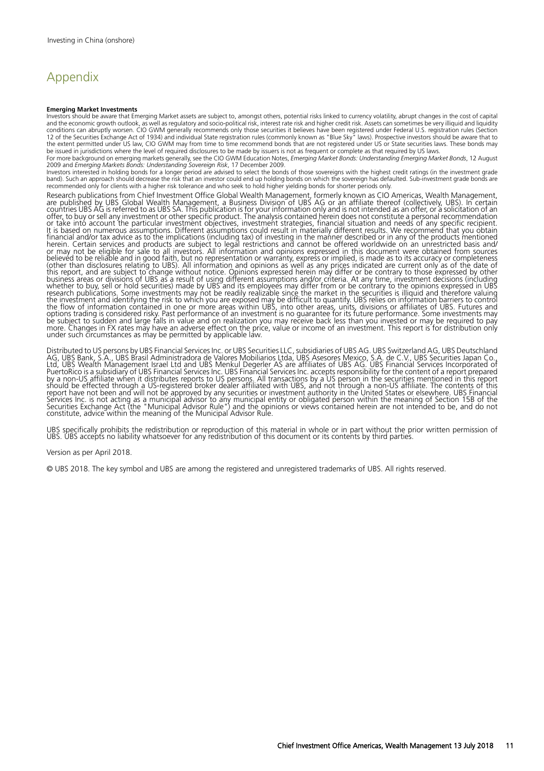# Appendix

**Emerging Market Investments**

Investors should be aware that Emerging Market assets are subject to, amongst others, potential risks linked to currency volatility, abrupt changes in the cost of capital and the economic growth outlook, as well as regulatory and socio-political risk, interest rate risk and higher credit risk. Assets can sometimes be very illiquid and liquidity conditions can abruptly worsen. CIO GWM generally recommends only those securities it believes have been registered under Federal U.S. registration rules (Section 12 of the Securities Exchange Act of 1934) and individual State registration rules (commonly known as "Blue Sky" laws). Prospective investors should be aware that to the extent permitted under US law, CIO GWM may from time to time recommend bonds that are not registered under US or State securities laws. These bonds may be issued in jurisdictions where the level of required disclosures to be made by issuers is not as frequent or complete as that required by US laws.

For more background on emerging markets generally, see the CIO GWM Education Notes, *Emerging Market Bonds: Understanding Emerging Market Bonds*, 12 August 2009 and *Emerging Markets Bonds: Understanding Sovereign Risk*, 17 December 2009.

Investors interested in holding bonds for a longer period are advised to select the bonds of those sovereigns with the highest credit ratings (in the investment grade band). Such an approach should decrease the risk that an investor could end up holding bonds on which the sovereign has defaulted. Sub-investment grade bonds are recommended only for clients with a higher risk tolerance and who seek to hold higher yielding bonds for shorter periods only.

Research publications from Chief Investment Office Global Wealth Management, formerly known as CIO Americas, Wealth Management, are published by UBS Global Wealth Management, a Business Division of UBS AG or an affiliate thereof (collectively, UBS). In certain countries UBS AG is referred to as UBS SA. This publication is for your information only and is not intended as an offer, or a solicitation of an offer, to buy or sell any investment or other specific product. The analysis contained herein does not constitute a personal recommendation or take into account the particular investment objectives, investment strategies, financial situation and needs of any specific recipient. It is based on numerous assumptions. Different assumptions could result in materially different results. We recommend that you obtain financial and/or tax advice as to the implications (including tax) of investing in the manner described or in any of the products mentioned herein. Certain services and products are subject to legal restrictions and cannot be offered worldwide on an unrestricted basis and/ or may not be eligible for sale to all investors. All information and opinions expressed in this document were obtained from sources believed to be reliable and in good faith, but no representation or warranty, express or implied, is made as to its accuracy or completeness (other than disclosures relating to UBS). All information and opinions as well as any prices indicated are current only as of the date of this report, and are subject to change without notice. Opinions expressed herein may differ or be contrary to those expressed by other business areas or divisions of UBS as a result of using different assumptions and/or criteria. At any time, investment decisions (including whether to buy, sell or hold securities) made by UBS and its employees may differ from or be contrary to the opinions expressed in UBS research publications. Some investments may not be readily realizable since the market in the securities is illiquid and therefore valuing the investment and identifying the risk to which you are exposed may be difficult to quantify. UBS relies on information barriers to control the flow of information contained in one or more areas within UBS, into other areas, units, divisions or affiliates of UBS. Futures and options trading is considered risky. Past performance of an investment is no guarantee for its future performance. Some investments may be subject to sudden and large falls in value and on realization you may receive back less than you invested or may be required to pay more. Changes in FX rates may have an adverse effect on the price, value or income of an investment. This report is for distribution only under such circumstances as may be permitted by applicable law.

Distributed to US persons by UBS Financial Services Inc. or UBS Securities LLC, subsidiaries of UBS AG. UBS Switzerland AG, UBS Deutschland AG, UBS Bank, S.A., UBS Brasil Administradora de Valores Mobiliarios Ltda, UBS Asesores Mexico, S.A. de C.V., UBS Securities Japan Co., Ltd, UBS Wealth Management Israel Ltd and UBS Menkul Degerler AS are affiliates of UBS AG. UBS Financial Services Incorporated of PuertoRico is a subsidiary of UBS Financial Services Inc. UBS Financial Services Inc. accepts responsibility for the content of a report prepared by a non-US affiliate when it distributes reports to US persons. All transactions by a US person in the securities mentioned in this report should be effected through a US-registered broker dealer affiliated with UBS, and not through a non-US affiliate. The contents of this report have not been and will not be approved by any securities or investment authority in the United States or elsewhere. UBS Financial Services Inc. is not acting as a municipal advisor to any municipal entity or obligated person within the meaning of Section 15B of the Securities Exchange Act (the "Municipal Advisor Rule") and the opinions or views contained herein are not intended to be, and do not constitute, advice within the meaning of the Municipal Advisor Rule.

UBS specifically prohibits the redistribution or reproduction of this material in whole or in part without the prior written permission of UBS. UBS accepts no liability whatsoever for any redistribution of this document or its contents by third parties.

Version as per April 2018.

© UBS 2018. The key symbol and UBS are among the registered and unregistered trademarks of UBS. All rights reserved.